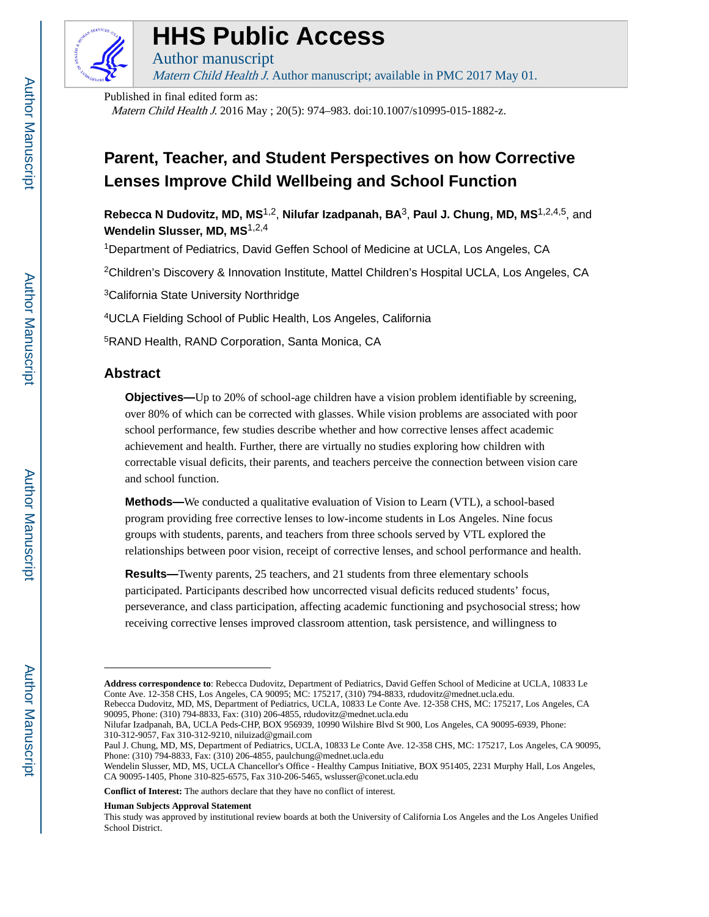# HHS Public Access

Author manuscript

*Matern Child Health J.* Author manuscript; available in PMC 2017 May 01.

Published in final edited form as:

*Matern Child Health J.* 2016 May ; 20(5): 974–983. doi:10.1007/s10995-015-1882-z.

# Parent, Teacher, and Student Perspectives on how Corrective Lenses Improve Child Wellbeing and School Function

**Rebecca N Dudovitz, MD, MS**[1,2], **Nilufar Izadpanah, BA**[3], **Paul J. Chung, MD, MS**[1,2,4,5], and **Wendelin Slusser, MD, MS**[1,2,4]

[1]Department of Pediatrics, David Geffen School of Medicine at UCLA, Los Angeles, CA

[2]Children's Discovery & Innovation Institute, Mattel Children's Hospital UCLA, Los Angeles, CA

[3]California State University Northridge

[4]UCLA Fielding School of Public Health, Los Angeles, California

[5]RAND Health, RAND Corporation, Santa Monica, CA

## Abstract

**Objectives—**Up to 20% of school-age children have a vision problem identifiable by screening, over 80% of which can be corrected with glasses. While vision problems are associated with poor school performance, few studies describe whether and how corrective lenses affect academic achievement and health. Further, there are virtually no studies exploring how children with correctable visual deficits, their parents, and teachers perceive the connection between vision care and school function.

**Methods—**We conducted a qualitative evaluation of Vision to Learn (VTL), a school-based program providing free corrective lenses to low-income students in Los Angeles. Nine focus groups with students, parents, and teachers from three schools served by VTL explored the relationships between poor vision, receipt of corrective lenses, and school performance and health.

**Results—**Twenty parents, 25 teachers, and 21 students from three elementary schools participated. Participants described how uncorrected visual deficits reduced students' focus, perseverance, and class participation, affecting academic functioning and psychosocial stress; how receiving corrective lenses improved classroom attention, task persistence, and willingness to

---

**Address correspondence to**: Rebecca Dudovitz, Department of Pediatrics, David Geffen School of Medicine at UCLA, 10833 Le Conte Ave. 12-358 CHS, Los Angeles, CA 90095; MC: 175217, (310) 794-8833, rdudovitz@mednet.ucla.edu.

Rebecca Dudovitz, MD, MS, Department of Pediatrics, UCLA, 10833 Le Conte Ave. 12-358 CHS, MC: 175217, Los Angeles, CA 90095, Phone: (310) 794-8833, Fax: (310) 206-4855, rdudovitz@mednet.ucla.edu

Nilufar Izadpanah, BA, UCLA Peds-CHP, BOX 956939, 10990 Wilshire Blvd St 900, Los Angeles, CA 90095-6939, Phone: 310-312-9057, Fax 310-312-9210, niluizad@gmail.com

Paul J. Chung, MD, MS, Department of Pediatrics, UCLA, 10833 Le Conte Ave. 12-358 CHS, MC: 175217, Los Angeles, CA 90095, Phone: (310) 794-8833, Fax: (310) 206-4855, paulchung@mednet.ucla.edu

Wendelin Slusser, MD, MS, UCLA Chancellor's Office - Healthy Campus Initiative, BOX 951405, 2231 Murphy Hall, Los Angeles, CA 90095-1405, Phone 310-825-6575, Fax 310-206-5465, wslusser@conet.ucla.edu

**Conflict of Interest:** The authors declare that they have no conflict of interest.

**Human Subjects Approval Statement**

This study was approved by institutional review boards at both the University of California Los Angeles and the Los Angeles Unified School District.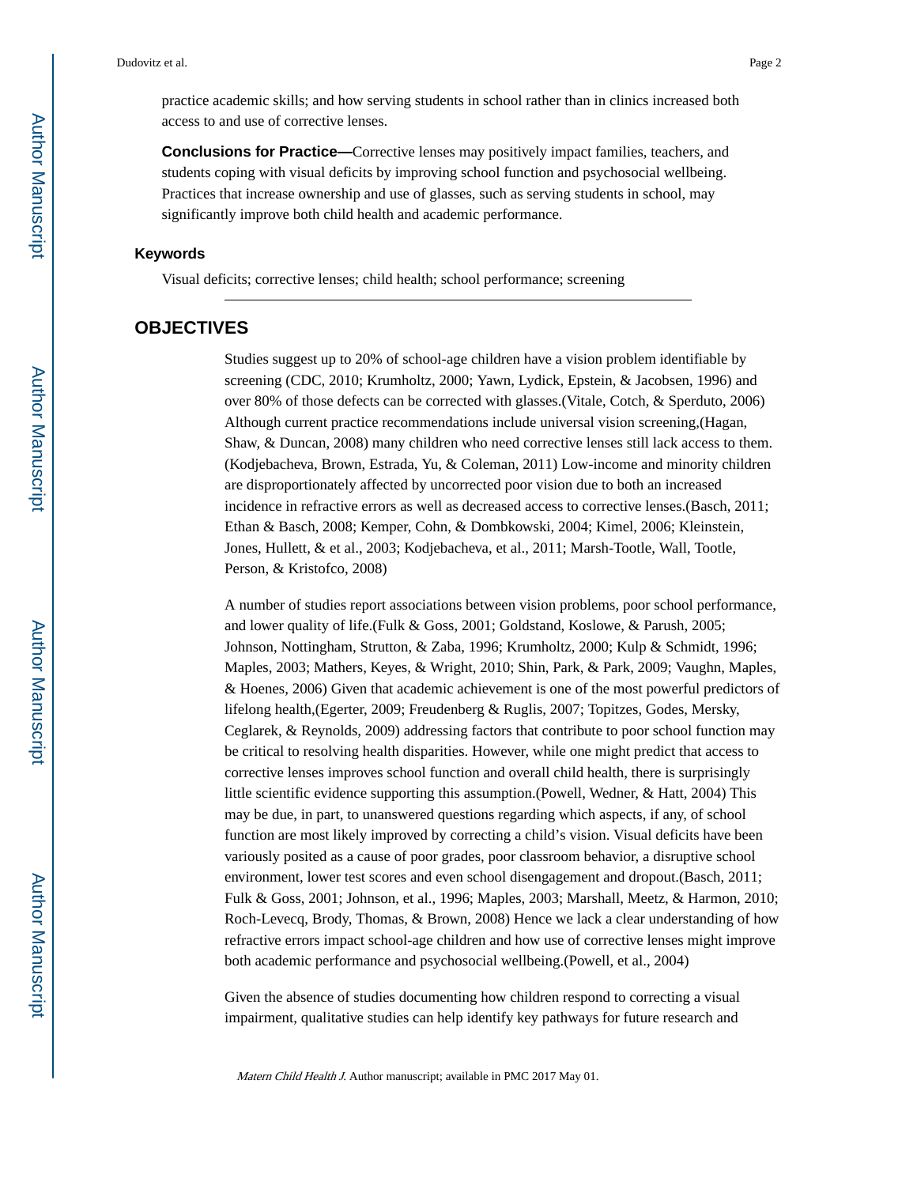practice academic skills; and how serving students in school rather than in clinics increased both access to and use of corrective lenses.

**Conclusions for Practice—**Corrective lenses may positively impact families, teachers, and students coping with visual deficits by improving school function and psychosocial wellbeing. Practices that increase ownership and use of glasses, such as serving students in school, may significantly improve both child health and academic performance.

### Keywords

Visual deficits; corrective lenses; child health; school performance; screening

## OBJECTIVES

Studies suggest up to 20% of school-age children have a vision problem identifiable by screening (CDC, 2010; Krumholtz, 2000; Yawn, Lydick, Epstein, & Jacobsen, 1996) and over 80% of those defects can be corrected with glasses.(Vitale, Cotch, & Sperduto, 2006) Although current practice recommendations include universal vision screening,(Hagan, Shaw, & Duncan, 2008) many children who need corrective lenses still lack access to them.(Kodjebacheva, Brown, Estrada, Yu, & Coleman, 2011) Low-income and minority children are disproportionately affected by uncorrected poor vision due to both an increased incidence in refractive errors as well as decreased access to corrective lenses.(Basch, 2011; Ethan & Basch, 2008; Kemper, Cohn, & Dombkowski, 2004; Kimel, 2006; Kleinstein, Jones, Hullett, & et al., 2003; Kodjebacheva, et al., 2011; Marsh-Tootle, Wall, Tootle, Person, & Kristofco, 2008)

A number of studies report associations between vision problems, poor school performance, and lower quality of life.(Fulk & Goss, 2001; Goldstand, Koslowe, & Parush, 2005; Johnson, Nottingham, Strutton, & Zaba, 1996; Krumholtz, 2000; Kulp & Schmidt, 1996; Maples, 2003; Mathers, Keyes, & Wright, 2010; Shin, Park, & Park, 2009; Vaughn, Maples, & Hoenes, 2006) Given that academic achievement is one of the most powerful predictors of lifelong health,(Egerter, 2009; Freudenberg & Ruglis, 2007; Topitzes, Godes, Mersky, Ceglarek, & Reynolds, 2009) addressing factors that contribute to poor school function may be critical to resolving health disparities. However, while one might predict that access to corrective lenses improves school function and overall child health, there is surprisingly little scientific evidence supporting this assumption.(Powell, Wedner, & Hatt, 2004) This may be due, in part, to unanswered questions regarding which aspects, if any, of school function are most likely improved by correcting a child's vision. Visual deficits have been variously posited as a cause of poor grades, poor classroom behavior, a disruptive school environment, lower test scores and even school disengagement and dropout.(Basch, 2011; Fulk & Goss, 2001; Johnson, et al., 1996; Maples, 2003; Marshall, Meetz, & Harmon, 2010; Roch-Levecq, Brody, Thomas, & Brown, 2008) Hence we lack a clear understanding of how refractive errors impact school-age children and how use of corrective lenses might improve both academic performance and psychosocial wellbeing.(Powell, et al., 2004)

Given the absence of studies documenting how children respond to correcting a visual impairment, qualitative studies can help identify key pathways for future research and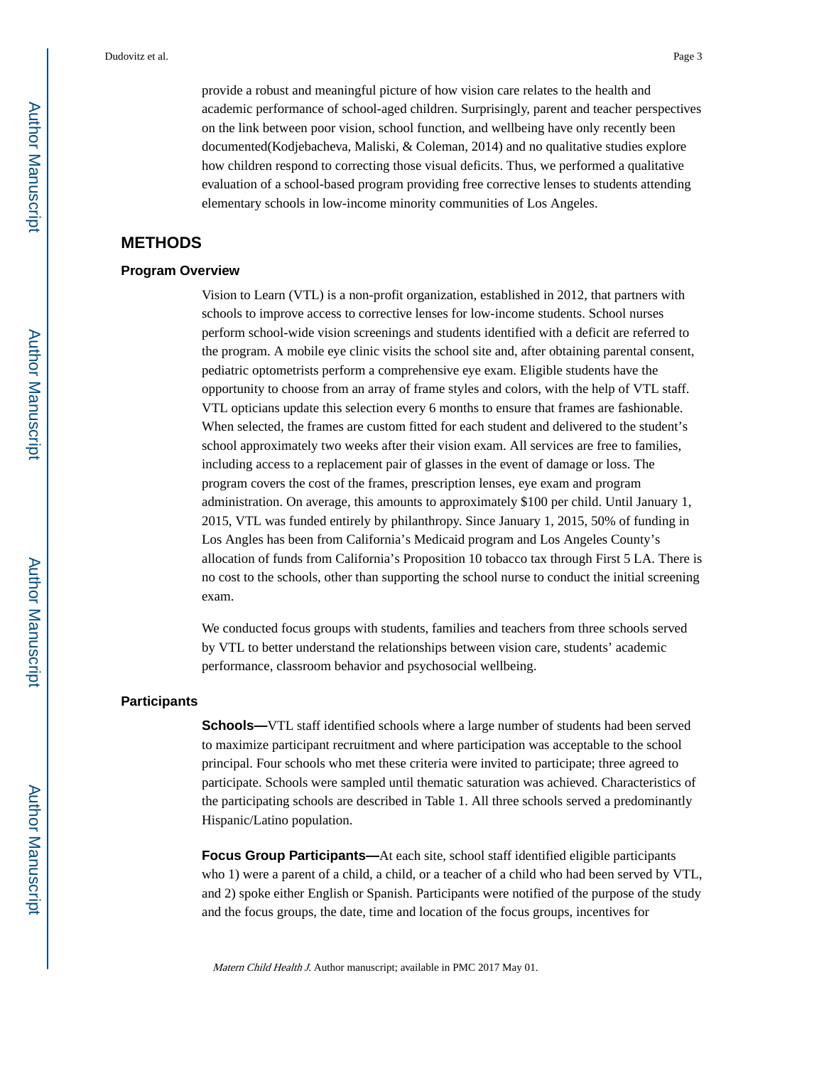provide a robust and meaningful picture of how vision care relates to the health and academic performance of school-aged children. Surprisingly, parent and teacher perspectives on the link between poor vision, school function, and wellbeing have only recently been documented(Kodjebacheva, Maliski, & Coleman, 2014) and no qualitative studies explore how children respond to correcting those visual deficits. Thus, we performed a qualitative evaluation of a school-based program providing free corrective lenses to students attending elementary schools in low-income minority communities of Los Angeles.

## METHODS

### Program Overview

Vision to Learn (VTL) is a non-profit organization, established in 2012, that partners with schools to improve access to corrective lenses for low-income students. School nurses perform school-wide vision screenings and students identified with a deficit are referred to the program. A mobile eye clinic visits the school site and, after obtaining parental consent, pediatric optometrists perform a comprehensive eye exam. Eligible students have the opportunity to choose from an array of frame styles and colors, with the help of VTL staff. VTL opticians update this selection every 6 months to ensure that frames are fashionable. When selected, the frames are custom fitted for each student and delivered to the student's school approximately two weeks after their vision exam. All services are free to families, including access to a replacement pair of glasses in the event of damage or loss. The program covers the cost of the frames, prescription lenses, eye exam and program administration. On average, this amounts to approximately $100 per child. Until January 1, 2015, VTL was funded entirely by philanthropy. Since January 1, 2015, 50% of funding in Los Angles has been from California's Medicaid program and Los Angeles County's allocation of funds from California's Proposition 10 tobacco tax through First 5 LA. There is no cost to the schools, other than supporting the school nurse to conduct the initial screening exam.

We conducted focus groups with students, families and teachers from three schools served by VTL to better understand the relationships between vision care, students' academic performance, classroom behavior and psychosocial wellbeing.

### Participants

**Schools—**VTL staff identified schools where a large number of students had been served to maximize participant recruitment and where participation was acceptable to the school principal. Four schools who met these criteria were invited to participate; three agreed to participate. Schools were sampled until thematic saturation was achieved. Characteristics of the participating schools are described in Table 1. All three schools served a predominantly Hispanic/Latino population.

**Focus Group Participants—**At each site, school staff identified eligible participants who 1) were a parent of a child, a child, or a teacher of a child who had been served by VTL, and 2) spoke either English or Spanish. Participants were notified of the purpose of the study and the focus groups, the date, time and location of the focus groups, incentives for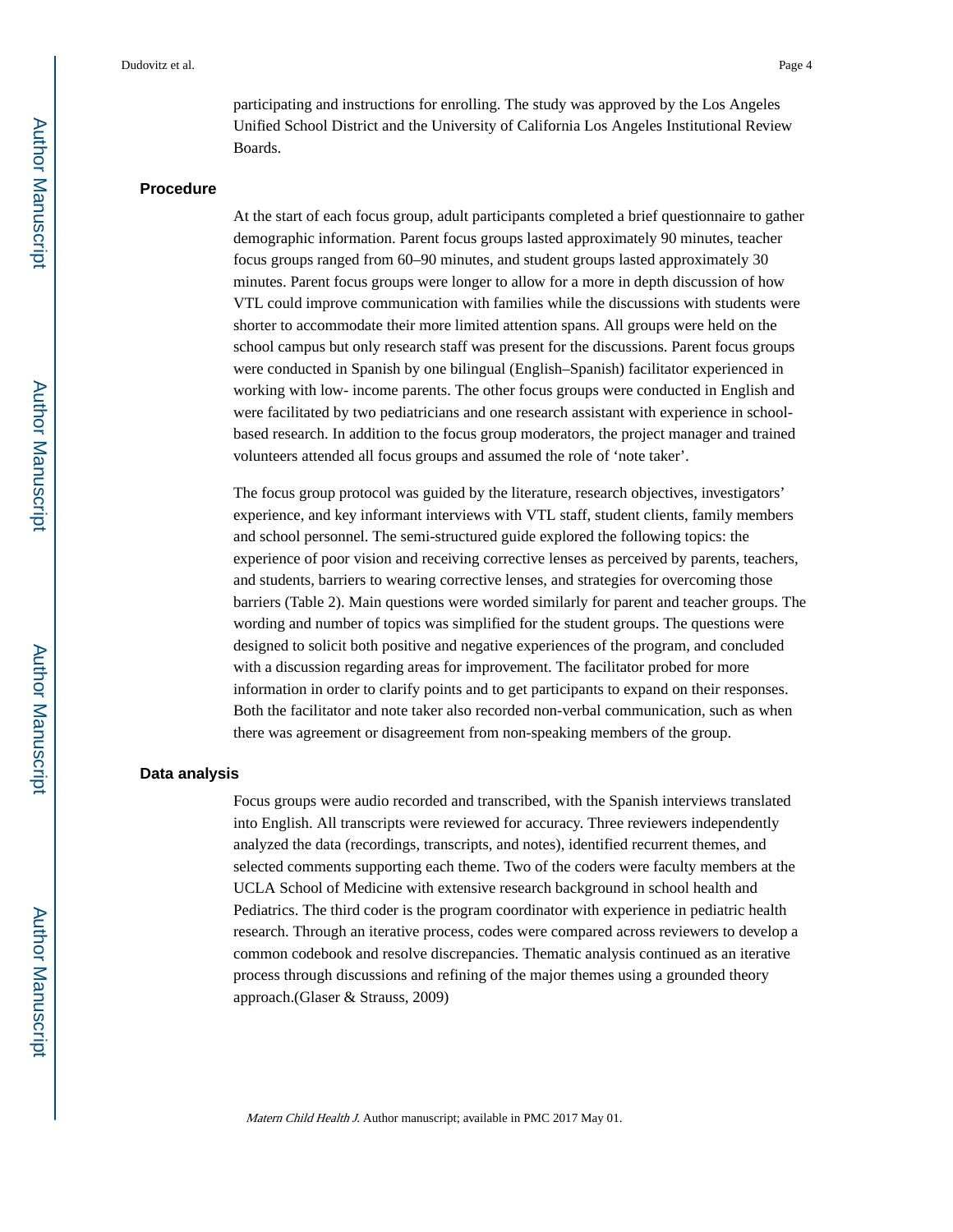participating and instructions for enrolling. The study was approved by the Los Angeles Unified School District and the University of California Los Angeles Institutional Review Boards.

### Procedure

At the start of each focus group, adult participants completed a brief questionnaire to gather demographic information. Parent focus groups lasted approximately 90 minutes, teacher focus groups ranged from 60–90 minutes, and student groups lasted approximately 30 minutes. Parent focus groups were longer to allow for a more in depth discussion of how VTL could improve communication with families while the discussions with students were shorter to accommodate their more limited attention spans. All groups were held on the school campus but only research staff was present for the discussions. Parent focus groups were conducted in Spanish by one bilingual (English–Spanish) facilitator experienced in working with low- income parents. The other focus groups were conducted in English and were facilitated by two pediatricians and one research assistant with experience in school-based research. In addition to the focus group moderators, the project manager and trained volunteers attended all focus groups and assumed the role of 'note taker'.

The focus group protocol was guided by the literature, research objectives, investigators' experience, and key informant interviews with VTL staff, student clients, family members and school personnel. The semi-structured guide explored the following topics: the experience of poor vision and receiving corrective lenses as perceived by parents, teachers, and students, barriers to wearing corrective lenses, and strategies for overcoming those barriers (Table 2). Main questions were worded similarly for parent and teacher groups. The wording and number of topics was simplified for the student groups. The questions were designed to solicit both positive and negative experiences of the program, and concluded with a discussion regarding areas for improvement. The facilitator probed for more information in order to clarify points and to get participants to expand on their responses. Both the facilitator and note taker also recorded non-verbal communication, such as when there was agreement or disagreement from non-speaking members of the group.

### Data analysis

Focus groups were audio recorded and transcribed, with the Spanish interviews translated into English. All transcripts were reviewed for accuracy. Three reviewers independently analyzed the data (recordings, transcripts, and notes), identified recurrent themes, and selected comments supporting each theme. Two of the coders were faculty members at the UCLA School of Medicine with extensive research background in school health and Pediatrics. The third coder is the program coordinator with experience in pediatric health research. Through an iterative process, codes were compared across reviewers to develop a common codebook and resolve discrepancies. Thematic analysis continued as an iterative process through discussions and refining of the major themes using a grounded theory approach.(Glaser & Strauss, 2009)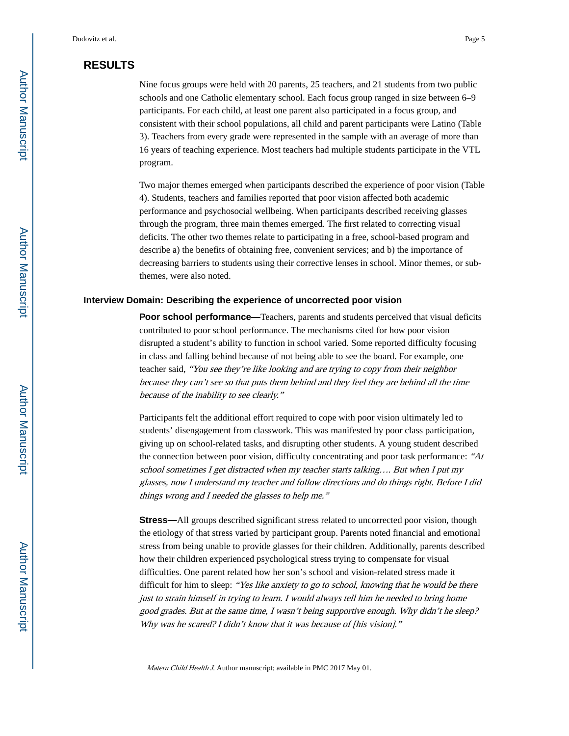## RESULTS

Nine focus groups were held with 20 parents, 25 teachers, and 21 students from two public schools and one Catholic elementary school. Each focus group ranged in size between 6–9 participants. For each child, at least one parent also participated in a focus group, and consistent with their school populations, all child and parent participants were Latino (Table 3). Teachers from every grade were represented in the sample with an average of more than 16 years of teaching experience. Most teachers had multiple students participate in the VTL program.

Two major themes emerged when participants described the experience of poor vision (Table 4). Students, teachers and families reported that poor vision affected both academic performance and psychosocial wellbeing. When participants described receiving glasses through the program, three main themes emerged. The first related to correcting visual deficits. The other two themes relate to participating in a free, school-based program and describe a) the benefits of obtaining free, convenient services; and b) the importance of decreasing barriers to students using their corrective lenses in school. Minor themes, or sub-themes, were also noted.

### Interview Domain: Describing the experience of uncorrected poor vision

**Poor school performance—**Teachers, parents and students perceived that visual deficits contributed to poor school performance. The mechanisms cited for how poor vision disrupted a student's ability to function in school varied. Some reported difficulty focusing in class and falling behind because of not being able to see the board. For example, one teacher said, *"You see they're like looking and are trying to copy from their neighbor because they can't see so that puts them behind and they feel they are behind all the time because of the inability to see clearly."*

Participants felt the additional effort required to cope with poor vision ultimately led to students' disengagement from classwork. This was manifested by poor class participation, giving up on school-related tasks, and disrupting other students. A young student described the connection between poor vision, difficulty concentrating and poor task performance: *"At school sometimes I get distracted when my teacher starts talking…. But when I put my glasses, now I understand my teacher and follow directions and do things right. Before I did things wrong and I needed the glasses to help me."*

**Stress—**All groups described significant stress related to uncorrected poor vision, though the etiology of that stress varied by participant group. Parents noted financial and emotional stress from being unable to provide glasses for their children. Additionally, parents described how their children experienced psychological stress trying to compensate for visual difficulties. One parent related how her son's school and vision-related stress made it difficult for him to sleep: *"Yes like anxiety to go to school, knowing that he would be there just to strain himself in trying to learn. I would always tell him he needed to bring home good grades. But at the same time, I wasn't being supportive enough. Why didn't he sleep? Why was he scared? I didn't know that it was because of [his vision]."*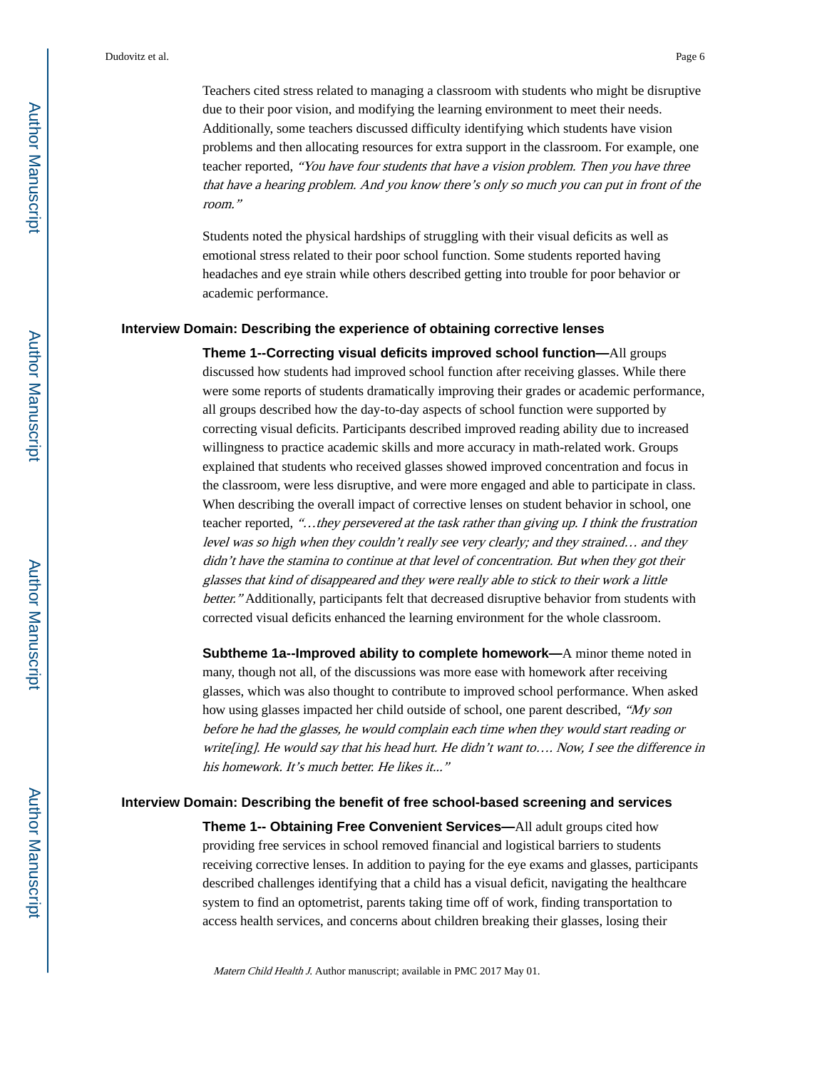Teachers cited stress related to managing a classroom with students who might be disruptive due to their poor vision, and modifying the learning environment to meet their needs. Additionally, some teachers discussed difficulty identifying which students have vision problems and then allocating resources for extra support in the classroom. For example, one teacher reported, *"You have four students that have a vision problem. Then you have three that have a hearing problem. And you know there's only so much you can put in front of the room."*

Students noted the physical hardships of struggling with their visual deficits as well as emotional stress related to their poor school function. Some students reported having headaches and eye strain while others described getting into trouble for poor behavior or academic performance.

### Interview Domain: Describing the experience of obtaining corrective lenses

**Theme 1--Correcting visual deficits improved school function—**All groups discussed how students had improved school function after receiving glasses. While there were some reports of students dramatically improving their grades or academic performance, all groups described how the day-to-day aspects of school function were supported by correcting visual deficits. Participants described improved reading ability due to increased willingness to practice academic skills and more accuracy in math-related work. Groups explained that students who received glasses showed improved concentration and focus in the classroom, were less disruptive, and were more engaged and able to participate in class. When describing the overall impact of corrective lenses on student behavior in school, one teacher reported, *"…they persevered at the task rather than giving up. I think the frustration level was so high when they couldn't really see very clearly; and they strained… and they didn't have the stamina to continue at that level of concentration. But when they got their glasses that kind of disappeared and they were really able to stick to their work a little better."* Additionally, participants felt that decreased disruptive behavior from students with corrected visual deficits enhanced the learning environment for the whole classroom.

**Subtheme 1a--Improved ability to complete homework—**A minor theme noted in many, though not all, of the discussions was more ease with homework after receiving glasses, which was also thought to contribute to improved school performance. When asked how using glasses impacted her child outside of school, one parent described, *"My son before he had the glasses, he would complain each time when they would start reading or write[ing]. He would say that his head hurt. He didn't want to…. Now, I see the difference in his homework. It's much better. He likes it..."*

### Interview Domain: Describing the benefit of free school-based screening and services

**Theme 1-- Obtaining Free Convenient Services—**All adult groups cited how providing free services in school removed financial and logistical barriers to students receiving corrective lenses. In addition to paying for the eye exams and glasses, participants described challenges identifying that a child has a visual deficit, navigating the healthcare system to find an optometrist, parents taking time off of work, finding transportation to access health services, and concerns about children breaking their glasses, losing their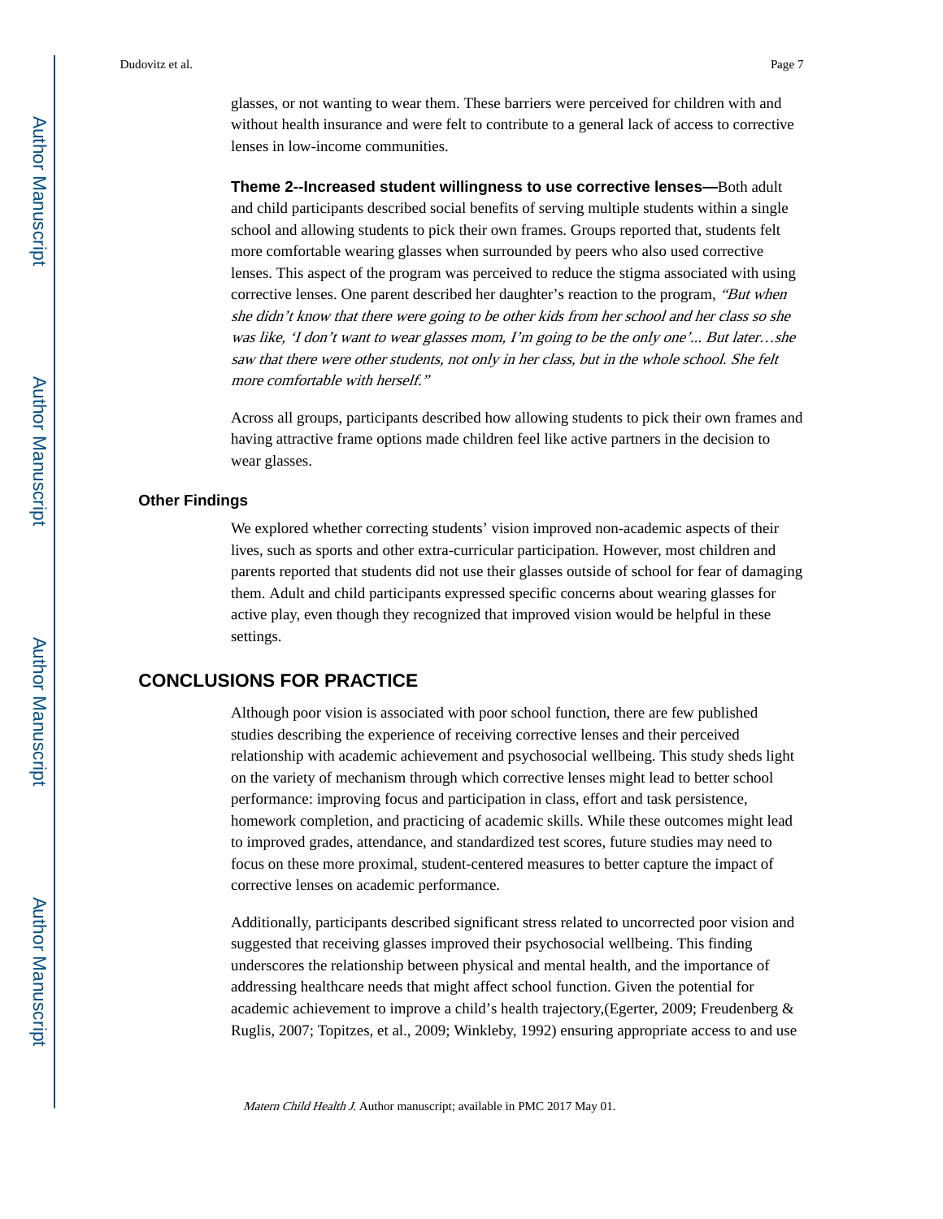glasses, or not wanting to wear them. These barriers were perceived for children with and without health insurance and were felt to contribute to a general lack of access to corrective lenses in low-income communities.

**Theme 2--Increased student willingness to use corrective lenses—**Both adult and child participants described social benefits of serving multiple students within a single school and allowing students to pick their own frames. Groups reported that, students felt more comfortable wearing glasses when surrounded by peers who also used corrective lenses. This aspect of the program was perceived to reduce the stigma associated with using corrective lenses. One parent described her daughter's reaction to the program, *"But when she didn't know that there were going to be other kids from her school and her class so she was like, 'I don't want to wear glasses mom, I'm going to be the only one'... But later…she saw that there were other students, not only in her class, but in the whole school. She felt more comfortable with herself."*

Across all groups, participants described how allowing students to pick their own frames and having attractive frame options made children feel like active partners in the decision to wear glasses.

### Other Findings

We explored whether correcting students' vision improved non-academic aspects of their lives, such as sports and other extra-curricular participation. However, most children and parents reported that students did not use their glasses outside of school for fear of damaging them. Adult and child participants expressed specific concerns about wearing glasses for active play, even though they recognized that improved vision would be helpful in these settings.

## CONCLUSIONS FOR PRACTICE

Although poor vision is associated with poor school function, there are few published studies describing the experience of receiving corrective lenses and their perceived relationship with academic achievement and psychosocial wellbeing. This study sheds light on the variety of mechanism through which corrective lenses might lead to better school performance: improving focus and participation in class, effort and task persistence, homework completion, and practicing of academic skills. While these outcomes might lead to improved grades, attendance, and standardized test scores, future studies may need to focus on these more proximal, student-centered measures to better capture the impact of corrective lenses on academic performance.

Additionally, participants described significant stress related to uncorrected poor vision and suggested that receiving glasses improved their psychosocial wellbeing. This finding underscores the relationship between physical and mental health, and the importance of addressing healthcare needs that might affect school function. Given the potential for academic achievement to improve a child's health trajectory,(Egerter, 2009; Freudenberg & Ruglis, 2007; Topitzes, et al., 2009; Winkleby, 1992) ensuring appropriate access to and use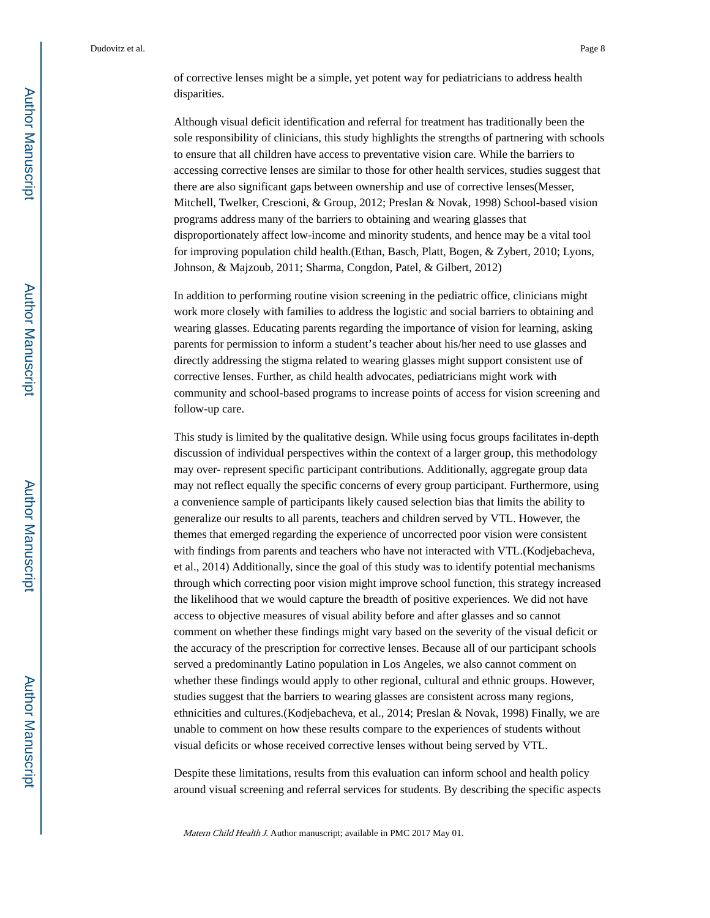of corrective lenses might be a simple, yet potent way for pediatricians to address health disparities.

Although visual deficit identification and referral for treatment has traditionally been the sole responsibility of clinicians, this study highlights the strengths of partnering with schools to ensure that all children have access to preventative vision care. While the barriers to accessing corrective lenses are similar to those for other health services, studies suggest that there are also significant gaps between ownership and use of corrective lenses(Messer, Mitchell, Twelker, Crescioni, & Group, 2012; Preslan & Novak, 1998) School-based vision programs address many of the barriers to obtaining and wearing glasses that disproportionately affect low-income and minority students, and hence may be a vital tool for improving population child health.(Ethan, Basch, Platt, Bogen, & Zybert, 2010; Lyons, Johnson, & Majzoub, 2011; Sharma, Congdon, Patel, & Gilbert, 2012)

In addition to performing routine vision screening in the pediatric office, clinicians might work more closely with families to address the logistic and social barriers to obtaining and wearing glasses. Educating parents regarding the importance of vision for learning, asking parents for permission to inform a student's teacher about his/her need to use glasses and directly addressing the stigma related to wearing glasses might support consistent use of corrective lenses. Further, as child health advocates, pediatricians might work with community and school-based programs to increase points of access for vision screening and follow-up care.

This study is limited by the qualitative design. While using focus groups facilitates in-depth discussion of individual perspectives within the context of a larger group, this methodology may over- represent specific participant contributions. Additionally, aggregate group data may not reflect equally the specific concerns of every group participant. Furthermore, using a convenience sample of participants likely caused selection bias that limits the ability to generalize our results to all parents, teachers and children served by VTL. However, the themes that emerged regarding the experience of uncorrected poor vision were consistent with findings from parents and teachers who have not interacted with VTL.(Kodjebacheva, et al., 2014) Additionally, since the goal of this study was to identify potential mechanisms through which correcting poor vision might improve school function, this strategy increased the likelihood that we would capture the breadth of positive experiences. We did not have access to objective measures of visual ability before and after glasses and so cannot comment on whether these findings might vary based on the severity of the visual deficit or the accuracy of the prescription for corrective lenses. Because all of our participant schools served a predominantly Latino population in Los Angeles, we also cannot comment on whether these findings would apply to other regional, cultural and ethnic groups. However, studies suggest that the barriers to wearing glasses are consistent across many regions, ethnicities and cultures.(Kodjebacheva, et al., 2014; Preslan & Novak, 1998) Finally, we are unable to comment on how these results compare to the experiences of students without visual deficits or whose received corrective lenses without being served by VTL.

Despite these limitations, results from this evaluation can inform school and health policy around visual screening and referral services for students. By describing the specific aspects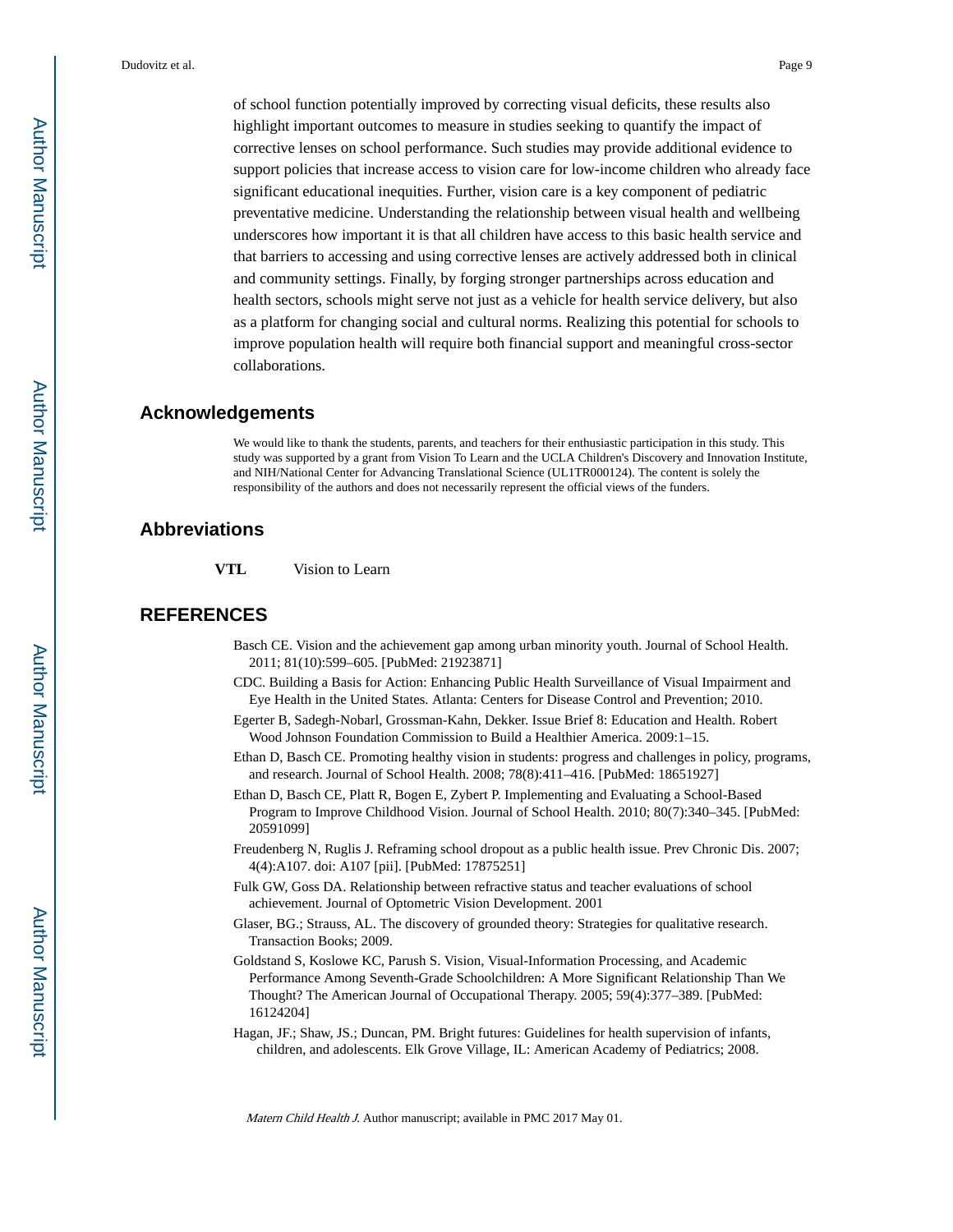of school function potentially improved by correcting visual deficits, these results also highlight important outcomes to measure in studies seeking to quantify the impact of corrective lenses on school performance. Such studies may provide additional evidence to support policies that increase access to vision care for low-income children who already face significant educational inequities. Further, vision care is a key component of pediatric preventative medicine. Understanding the relationship between visual health and wellbeing underscores how important it is that all children have access to this basic health service and that barriers to accessing and using corrective lenses are actively addressed both in clinical and community settings. Finally, by forging stronger partnerships across education and health sectors, schools might serve not just as a vehicle for health service delivery, but also as a platform for changing social and cultural norms. Realizing this potential for schools to improve population health will require both financial support and meaningful cross-sector collaborations.

## Acknowledgements

We would like to thank the students, parents, and teachers for their enthusiastic participation in this study. This study was supported by a grant from Vision To Learn and the UCLA Children's Discovery and Innovation Institute, and NIH/National Center for Advancing Translational Science (UL1TR000124). The content is solely the responsibility of the authors and does not necessarily represent the official views of the funders.

## Abbreviations

**VTL** Vision to Learn

## REFERENCES

Basch CE. Vision and the achievement gap among urban minority youth. Journal of School Health. 2011; 81(10):599–605. [PubMed: 21923871]

CDC. Building a Basis for Action: Enhancing Public Health Surveillance of Visual Impairment and Eye Health in the United States. Atlanta: Centers for Disease Control and Prevention; 2010.

Egerter B, Sadegh-Nobarl, Grossman-Kahn, Dekker. Issue Brief 8: Education and Health. Robert Wood Johnson Foundation Commission to Build a Healthier America. 2009:1–15.

Ethan D, Basch CE. Promoting healthy vision in students: progress and challenges in policy, programs, and research. Journal of School Health. 2008; 78(8):411–416. [PubMed: 18651927]

Ethan D, Basch CE, Platt R, Bogen E, Zybert P. Implementing and Evaluating a School-Based Program to Improve Childhood Vision. Journal of School Health. 2010; 80(7):340–345. [PubMed: 20591099]

Freudenberg N, Ruglis J. Reframing school dropout as a public health issue. Prev Chronic Dis. 2007; 4(4):A107. doi: A107 [pii]. [PubMed: 17875251]

Fulk GW, Goss DA. Relationship between refractive status and teacher evaluations of school achievement. Journal of Optometric Vision Development. 2001

Glaser, BG.; Strauss, AL. The discovery of grounded theory: Strategies for qualitative research. Transaction Books; 2009.

Goldstand S, Koslowe KC, Parush S. Vision, Visual-Information Processing, and Academic Performance Among Seventh-Grade Schoolchildren: A More Significant Relationship Than We Thought? The American Journal of Occupational Therapy. 2005; 59(4):377–389. [PubMed: 16124204]

Hagan, JF.; Shaw, JS.; Duncan, PM. Bright futures: Guidelines for health supervision of infants, children, and adolescents. Elk Grove Village, IL: American Academy of Pediatrics; 2008.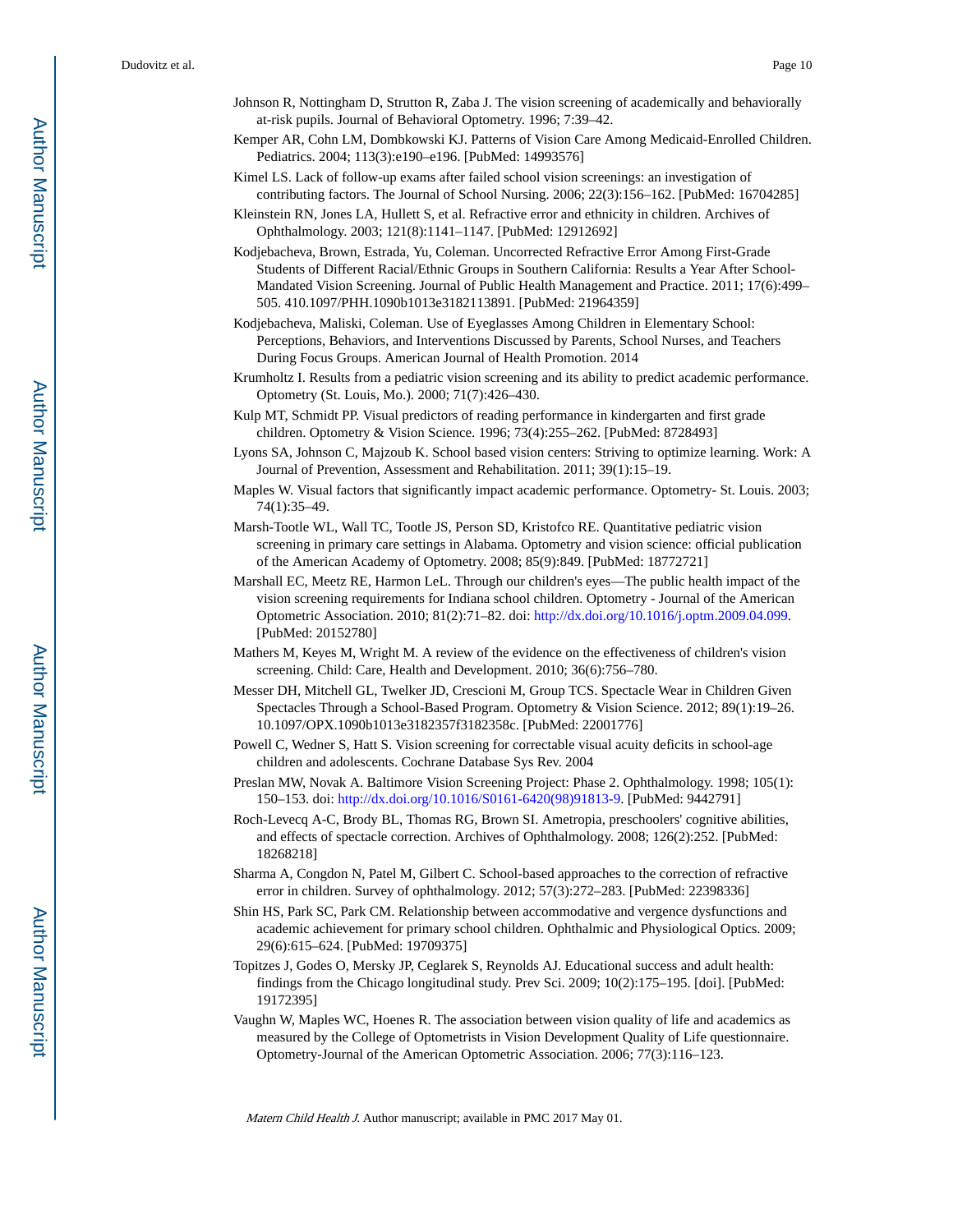Johnson R, Nottingham D, Strutton R, Zaba J. The vision screening of academically and behaviorally at-risk pupils. Journal of Behavioral Optometry. 1996; 7:39–42.

Kemper AR, Cohn LM, Dombkowski KJ. Patterns of Vision Care Among Medicaid-Enrolled Children. Pediatrics. 2004; 113(3):e190–e196. [PubMed: 14993576]

Kimel LS. Lack of follow-up exams after failed school vision screenings: an investigation of contributing factors. The Journal of School Nursing. 2006; 22(3):156–162. [PubMed: 16704285]

Kleinstein RN, Jones LA, Hullett S, et al. Refractive error and ethnicity in children. Archives of Ophthalmology. 2003; 121(8):1141–1147. [PubMed: 12912692]

Kodjebacheva, Brown, Estrada, Yu, Coleman. Uncorrected Refractive Error Among First-Grade Students of Different Racial/Ethnic Groups in Southern California: Results a Year After School-Mandated Vision Screening. Journal of Public Health Management and Practice. 2011; 17(6):499–505. 410.1097/PHH.1090b1013e3182113891. [PubMed: 21964359]

Kodjebacheva, Maliski, Coleman. Use of Eyeglasses Among Children in Elementary School: Perceptions, Behaviors, and Interventions Discussed by Parents, School Nurses, and Teachers During Focus Groups. American Journal of Health Promotion. 2014

Krumholtz I. Results from a pediatric vision screening and its ability to predict academic performance. Optometry (St. Louis, Mo.). 2000; 71(7):426–430.

Kulp MT, Schmidt PP. Visual predictors of reading performance in kindergarten and first grade children. Optometry & Vision Science. 1996; 73(4):255–262. [PubMed: 8728493]

Lyons SA, Johnson C, Majzoub K. School based vision centers: Striving to optimize learning. Work: A Journal of Prevention, Assessment and Rehabilitation. 2011; 39(1):15–19.

Maples W. Visual factors that significantly impact academic performance. Optometry- St. Louis. 2003; 74(1):35–49.

Marsh-Tootle WL, Wall TC, Tootle JS, Person SD, Kristofco RE. Quantitative pediatric vision screening in primary care settings in Alabama. Optometry and vision science: official publication of the American Academy of Optometry. 2008; 85(9):849. [PubMed: 18772721]

Marshall EC, Meetz RE, Harmon LeL. Through our children's eyes—The public health impact of the vision screening requirements for Indiana school children. Optometry - Journal of the American Optometric Association. 2010; 81(2):71–82. doi: http://dx.doi.org/10.1016/j.optm.2009.04.099. [PubMed: 20152780]

Mathers M, Keyes M, Wright M. A review of the evidence on the effectiveness of children's vision screening. Child: Care, Health and Development. 2010; 36(6):756–780.

Messer DH, Mitchell GL, Twelker JD, Crescioni M, Group TCS. Spectacle Wear in Children Given Spectacles Through a School-Based Program. Optometry & Vision Science. 2012; 89(1):19–26. 10.1097/OPX.1090b1013e3182357f3182358c. [PubMed: 22001776]

Powell C, Wedner S, Hatt S. Vision screening for correctable visual acuity deficits in school-age children and adolescents. Cochrane Database Sys Rev. 2004

Preslan MW, Novak A. Baltimore Vision Screening Project: Phase 2. Ophthalmology. 1998; 105(1): 150–153. doi: http://dx.doi.org/10.1016/S0161-6420(98)91813-9. [PubMed: 9442791]

Roch-Levecq A-C, Brody BL, Thomas RG, Brown SI. Ametropia, preschoolers' cognitive abilities, and effects of spectacle correction. Archives of Ophthalmology. 2008; 126(2):252. [PubMed: 18268218]

Sharma A, Congdon N, Patel M, Gilbert C. School-based approaches to the correction of refractive error in children. Survey of ophthalmology. 2012; 57(3):272–283. [PubMed: 22398336]

Shin HS, Park SC, Park CM. Relationship between accommodative and vergence dysfunctions and academic achievement for primary school children. Ophthalmic and Physiological Optics. 2009; 29(6):615–624. [PubMed: 19709375]

Topitzes J, Godes O, Mersky JP, Ceglarek S, Reynolds AJ. Educational success and adult health: findings from the Chicago longitudinal study. Prev Sci. 2009; 10(2):175–195. [doi]. [PubMed: 19172395]

Vaughn W, Maples WC, Hoenes R. The association between vision quality of life and academics as measured by the College of Optometrists in Vision Development Quality of Life questionnaire. Optometry-Journal of the American Optometric Association. 2006; 77(3):116–123.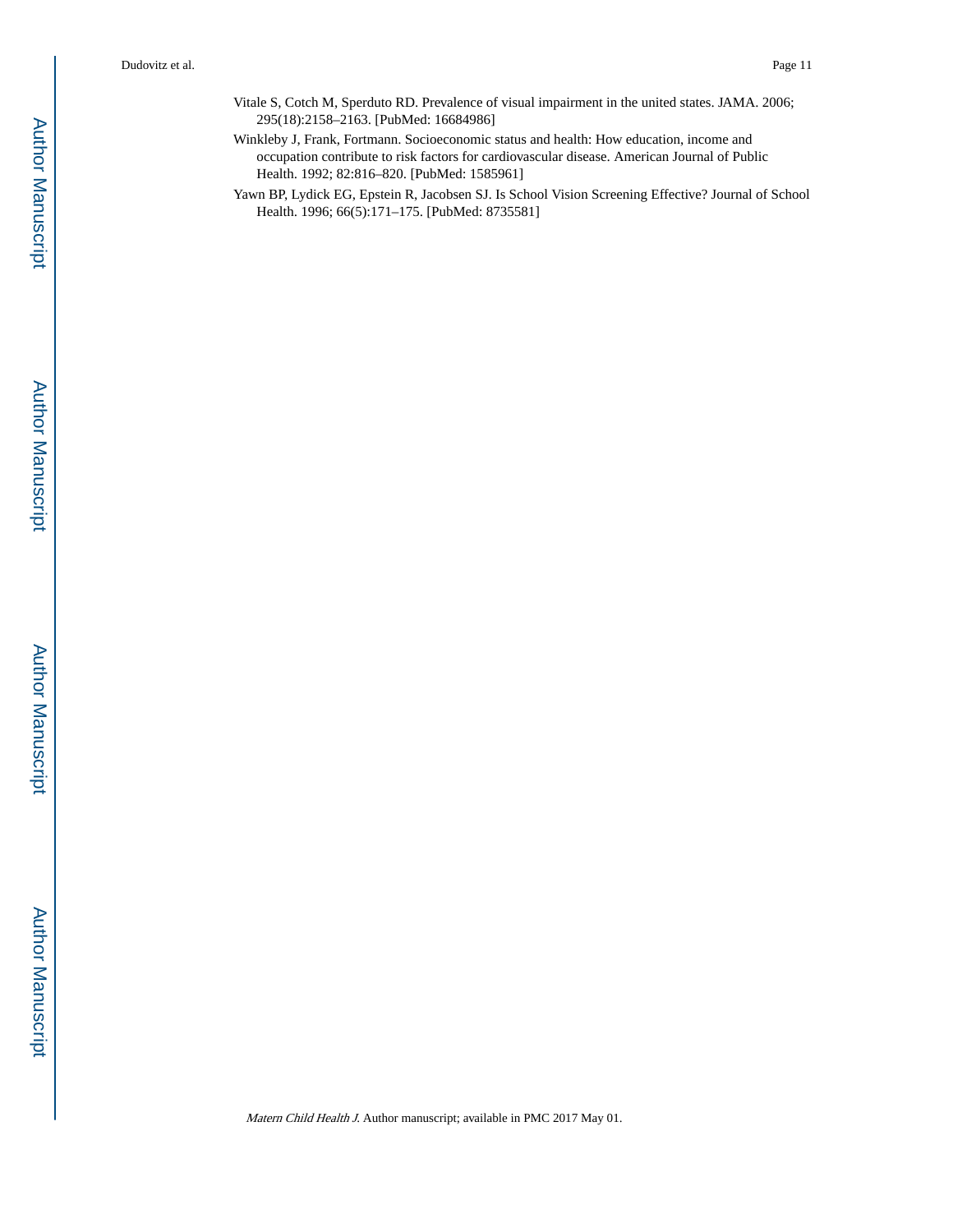Vitale S, Cotch M, Sperduto RD. Prevalence of visual impairment in the united states. JAMA. 2006; 295(18):2158–2163. [PubMed: 16684986]

Winkleby J, Frank, Fortmann. Socioeconomic status and health: How education, income and occupation contribute to risk factors for cardiovascular disease. American Journal of Public Health. 1992; 82:816–820. [PubMed: 1585961]

Yawn BP, Lydick EG, Epstein R, Jacobsen SJ. Is School Vision Screening Effective? Journal of School Health. 1996; 66(5):171–175. [PubMed: 8735581]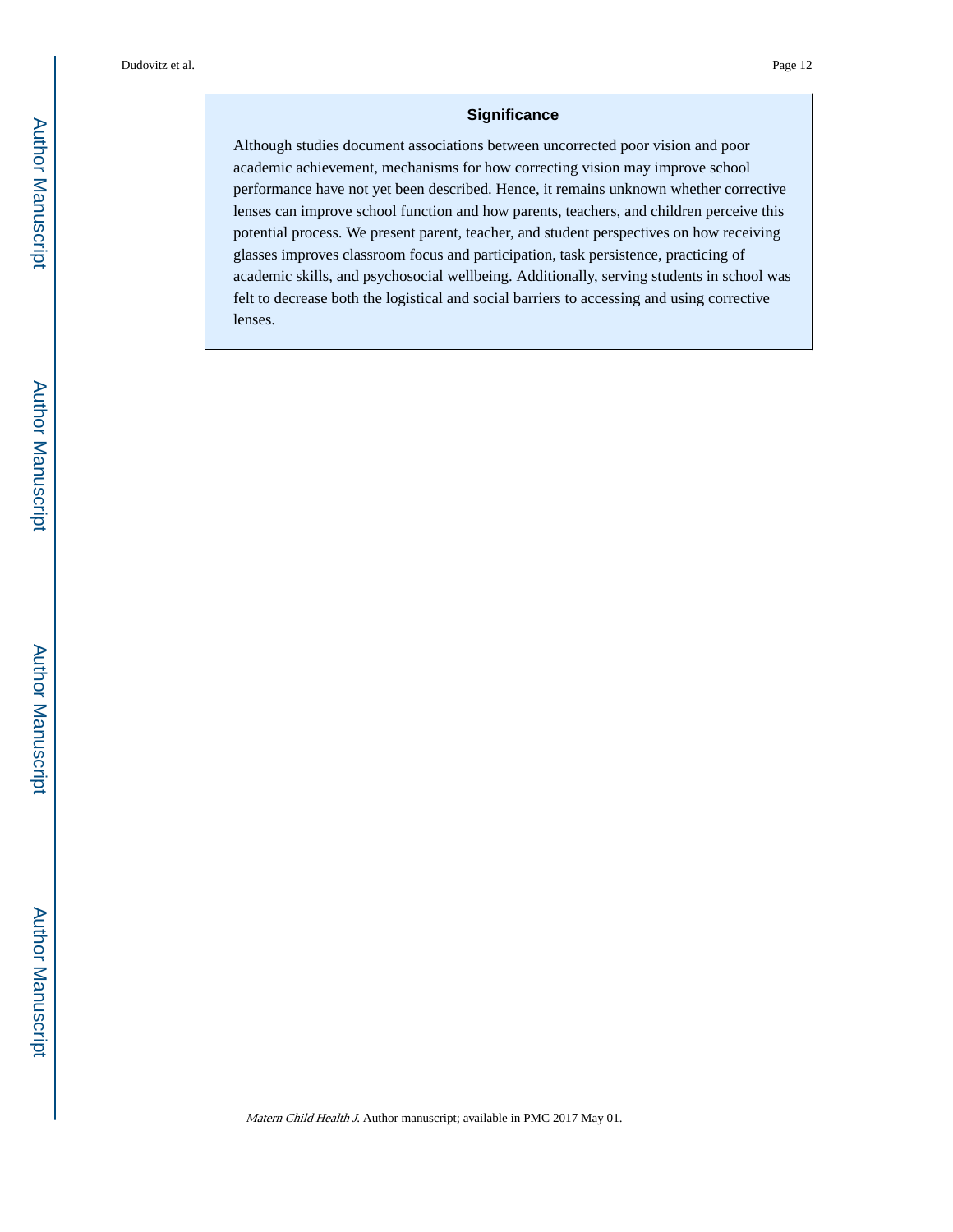## Significance

Although studies document associations between uncorrected poor vision and poor academic achievement, mechanisms for how correcting vision may improve school performance have not yet been described. Hence, it remains unknown whether corrective lenses can improve school function and how parents, teachers, and children perceive this potential process. We present parent, teacher, and student perspectives on how receiving glasses improves classroom focus and participation, task persistence, practicing of academic skills, and psychosocial wellbeing. Additionally, serving students in school was felt to decrease both the logistical and social barriers to accessing and using corrective lenses.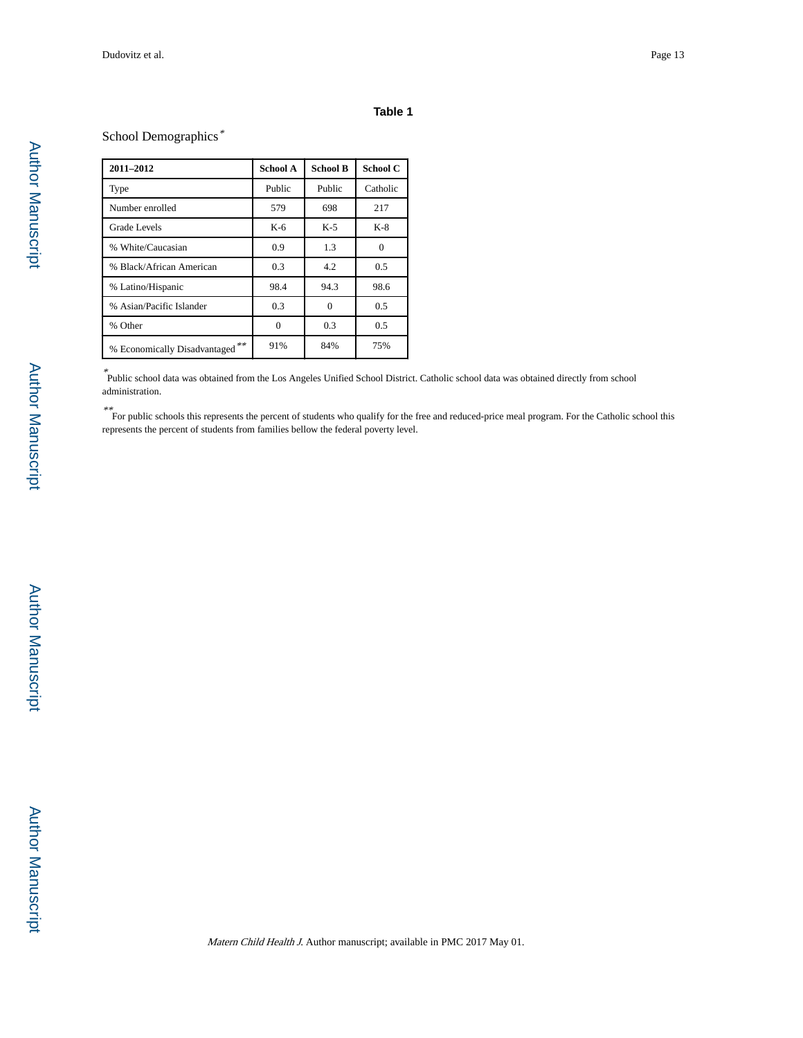# Table 1

School Demographics*

| 2011–2012 | School A | School B | School C |
| --- | --- | --- | --- |
| Type | Public | Public | Catholic |
| Number enrolled | 579 | 698 | 217 |
| Grade Levels | K-6 | K-5 | K-8 |
| % White/Caucasian | 0.9 | 1.3 | 0 |
| % Black/African American | 0.3 | 4.2 | 0.5 |
| % Latino/Hispanic | 98.4 | 94.3 | 98.6 |
| % Asian/Pacific Islander | 0.3 | 0 | 0.5 |
| % Other | 0 | 0.3 | 0.5 |
| % Economically Disadvantaged** | 91% | 84% | 75% |

*Public school data was obtained from the Los Angeles Unified School District. Catholic school data was obtained directly from school administration.

**For public schools this represents the percent of students who qualify for the free and reduced-price meal program. For the Catholic school this represents the percent of students from families bellow the federal poverty level.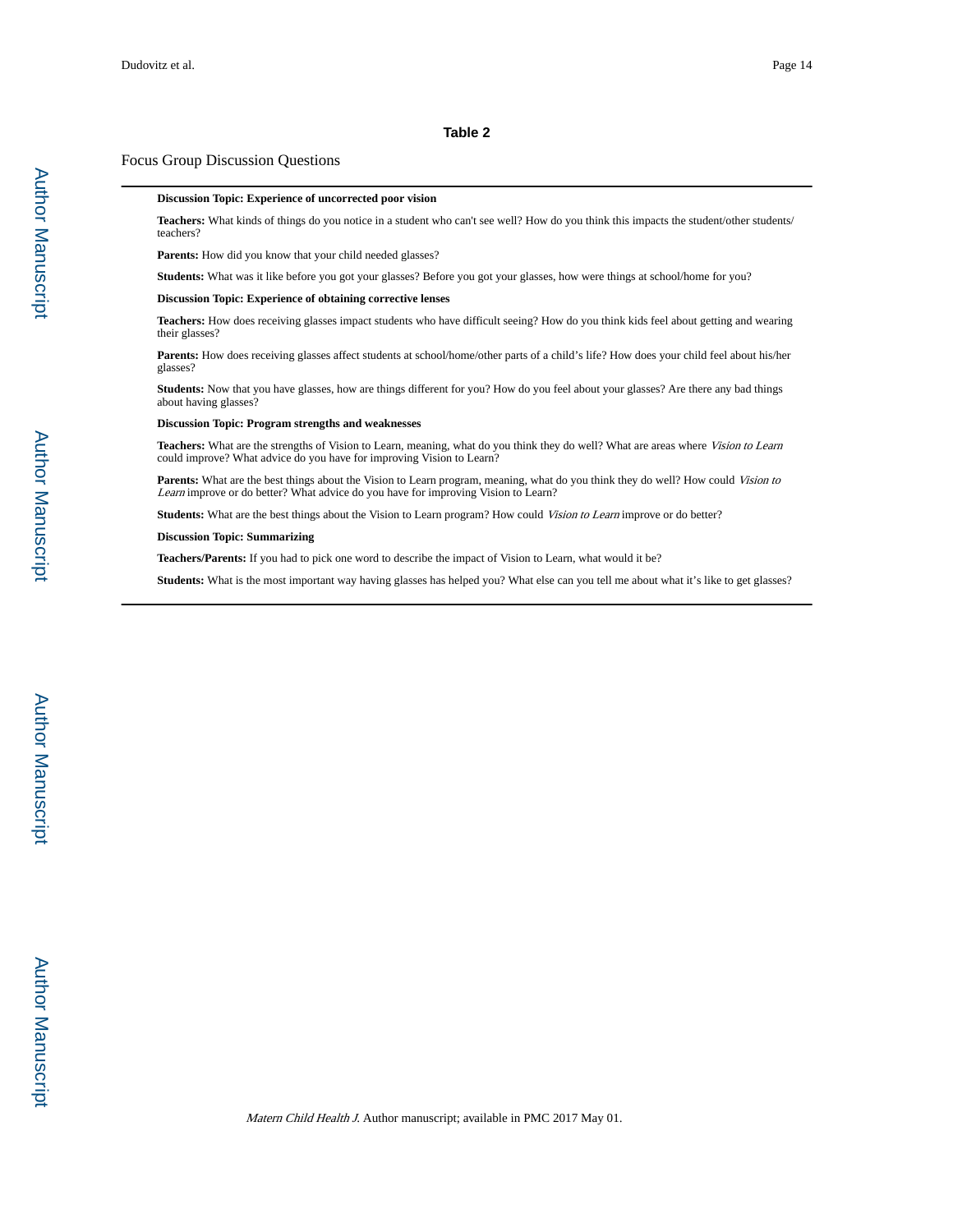**Table 2**

Focus Group Discussion Questions

**Discussion Topic: Experience of uncorrected poor vision**

**Teachers:** What kinds of things do you notice in a student who can't see well? How do you think this impacts the student/other students/teachers?

**Parents:** How did you know that your child needed glasses?

**Students:** What was it like before you got your glasses? Before you got your glasses, how were things at school/home for you?

**Discussion Topic: Experience of obtaining corrective lenses**

**Teachers:** How does receiving glasses impact students who have difficult seeing? How do you think kids feel about getting and wearing their glasses?

**Parents:** How does receiving glasses affect students at school/home/other parts of a child's life? How does your child feel about his/her glasses?

**Students:** Now that you have glasses, how are things different for you? How do you feel about your glasses? Are there any bad things about having glasses?

**Discussion Topic: Program strengths and weaknesses**

**Teachers:** What are the strengths of Vision to Learn, meaning, what do you think they do well? What are areas where *Vision to Learn* could improve? What advice do you have for improving Vision to Learn?

**Parents:** What are the best things about the Vision to Learn program, meaning, what do you think they do well? How could *Vision to Learn* improve or do better? What advice do you have for improving Vision to Learn?

**Students:** What are the best things about the Vision to Learn program? How could *Vision to Learn* improve or do better?

**Discussion Topic: Summarizing**

**Teachers/Parents:** If you had to pick one word to describe the impact of Vision to Learn, what would it be?

**Students:** What is the most important way having glasses has helped you? What else can you tell me about what it's like to get glasses?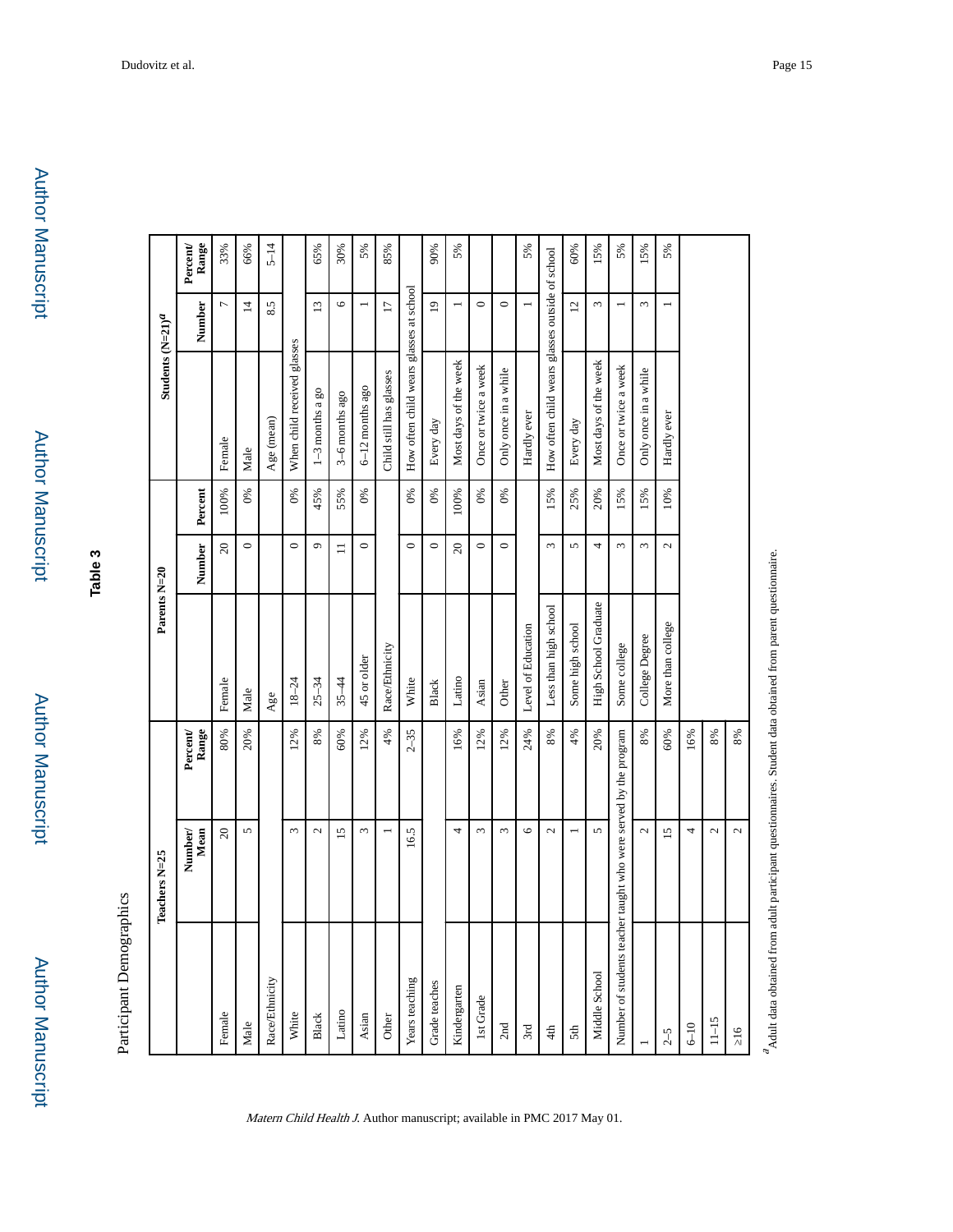## Table 3

Participant Demographics

| Teachers N=25 | | | Parents N=20 | | | Students (N=21)[a] | | |
|---|---|---|---|---|---|---|---|---|
| | Number/ Mean | Percent/ Range | | Number | Percent | | Number | Percent/ Range |
| Female | 20 | 80% | Female | 20 | 100% | Female | 7 | 33% |
| Male | 5 | 20% | Male | 0 | 0% | Male | 14 | 66% |
| Race/Ethnicity | | | Age | | | Age (mean) | 8.5 | 5–14 |
| White | 3 | 12% | 18–24 | 0 | 0% | When child received glasses | | |
| Black | 2 | 8% | 25–34 | 9 | 45% | 1–3 months a go | 13 | 65% |
| Latino | 15 | 60% | 35–44 | 11 | 55% | 3–6 months ago | 6 | 30% |
| Asian | 3 | 12% | 45 or older | 0 | 0% | 6–12 months ago | 1 | 5% |
| Other | 1 | 4% | Race/Ethnicity | | | Child still has glasses | 17 | 85% |
| Years teaching | 16.5 | 2–35 | White | 0 | 0% | How often child wears glasses at school | | |
| Grade teaches | | | Black | 0 | 0% | Every day | 19 | 90% |
| Kindergarten | 4 | 16% | Latino | 20 | 100% | Most days of the week | 1 | 5% |
| 1st Grade | 3 | 12% | Asian | 0 | 0% | Once or twice a week | 0 | |
| 2nd | 3 | 12% | Other | 0 | 0% | Only once in a while | 0 | |
| 3rd | 6 | 24% | Level of Education | | | Hardly ever | 1 | 5% |
| 4th | 2 | 8% | Less than high school | 3 | 15% | How often child wears glasses outside of school | | |
| 5th | 1 | 4% | Some high school | 5 | 25% | Every day | 12 | 60% |
| Middle School | 5 | 20% | High School Graduate | 4 | 20% | Most days of the week | 3 | 15% |
| Number of students teacher taught who were served by the program | | | Some college | 3 | 15% | Once or twice a week | 1 | 5% |
| 1 | 2 | 8% | College Degree | 3 | 15% | Only once in a while | 3 | 15% |
| 2–5 | 15 | 60% | More than college | 2 | 10% | Hardly ever | 1 | 5% |
| 6–10 | 4 | 16% | | | | | | |
| 11–15 | 2 | 8% | | | | | | |
| ≥16 | 2 | 8% | | | | | | |

[a]Adult data obtained from adult participant questionnaires. Student data obtained from parent questionnaire.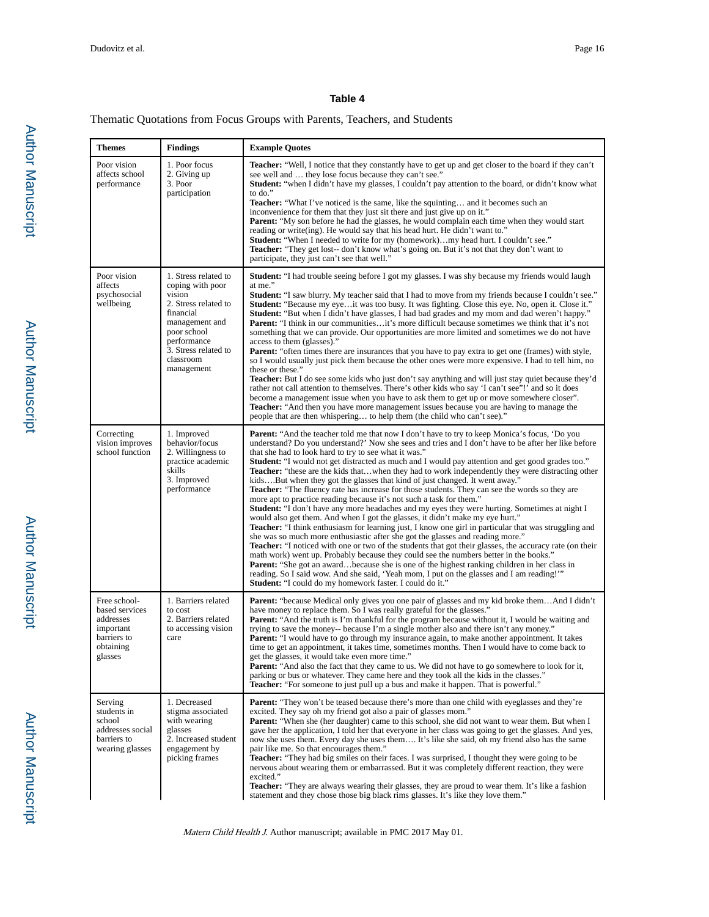**Table 4**

Thematic Quotations from Focus Groups with Parents, Teachers, and Students

| Themes | Findings | Example Quotes |
| --- | --- | --- |
| Poor vision affects school performance | 1. Poor focus<br>2. Giving up<br>3. Poor participation | **Teacher:** "Well, I notice that they constantly have to get up and get closer to the board if they can't see well and … they lose focus because they can't see."<br>**Student:** "when I didn't have my glasses, I couldn't pay attention to the board, or didn't know what to do."<br>**Teacher:** "What I've noticed is the same, like the squinting… and it becomes such an inconvenience for them that they just sit there and just give up on it."<br>**Parent:** "My son before he had the glasses, he would complain each time when they would start reading or write(ing). He would say that his head hurt. He didn't want to."<br>**Student:** "When I needed to write for my (homework)…my head hurt. I couldn't see."<br>**Teacher:** "They get lost-- don't know what's going on. But it's not that they don't want to participate, they just can't see that well." |
| Poor vision affects psychosocial wellbeing | 1. Stress related to coping with poor vision<br>2. Stress related to financial management and poor school performance<br>3. Stress related to classroom management | **Student:** "I had trouble seeing before I got my glasses. I was shy because my friends would laugh at me."<br>**Student:** "I saw blurry. My teacher said that I had to move from my friends because I couldn't see."<br>**Student:** "Because my eye…it was too busy. It was fighting. Close this eye. No, open it. Close it."<br>**Student:** "But when I didn't have glasses, I had bad grades and my mom and dad weren't happy."<br>**Parent:** "I think in our communities…it's more difficult because sometimes we think that it's not something that we can provide. Our opportunities are more limited and sometimes we do not have access to them (glasses)."<br>**Parent:** "often times there are insurances that you have to pay extra to get one (frames) with style, so I would usually just pick them because the other ones were more expensive. I had to tell him, no these or these."<br>**Teacher:** But I do see some kids who just don't say anything and will just stay quiet because they'd rather not call attention to themselves. There's other kids who say 'I can't see"!' and so it does become a management issue when you have to ask them to get up or move somewhere closer".<br>**Teacher:** "And then you have more management issues because you are having to manage the people that are then whispering… to help them (the child who can't see)." |
| Correcting vision improves school function | 1. Improved behavior/focus<br>2. Willingness to practice academic skills<br>3. Improved performance | **Parent:** "And the teacher told me that now I don't have to try to keep Monica's focus, 'Do you understand? Do you understand?' Now she sees and tries and I don't have to be after her like before that she had to look hard to try to see what it was."<br>**Student:** "I would not get distracted as much and I would pay attention and get good grades too."<br>**Teacher:** "these are the kids that…when they had to work independently they were distracting other kids….But when they got the glasses that kind of just changed. It went away."<br>**Teacher:** "The fluency rate has increase for those students. They can see the words so they are more apt to practice reading because it's not such a task for them."<br>**Student:** "I don't have any more headaches and my eyes they were hurting. Sometimes at night I would also get them. And when I got the glasses, it didn't make my eye hurt."<br>**Teacher:** "I think enthusiasm for learning just, I know one girl in particular that was struggling and she was so much more enthusiastic after she got the glasses and reading more."<br>**Teacher:** "I noticed with one or two of the students that got their glasses, the accuracy rate (on their math work) went up. Probably because they could see the numbers better in the books."<br>**Parent:** "She got an award…because she is one of the highest ranking children in her class in reading. So I said wow. And she said, 'Yeah mom, I put on the glasses and I am reading!'"<br>**Student:** "I could do my homework faster. I could do it." |
| Free school-based services addresses important barriers to obtaining glasses | 1. Barriers related to cost<br>2. Barriers related to accessing vision care | **Parent:** "because Medical only gives you one pair of glasses and my kid broke them…And I didn't have money to replace them. So I was really grateful for the glasses."<br>**Parent:** "And the truth is I'm thankful for the program because without it, I would be waiting and trying to save the money-- because I'm a single mother also and there isn't any money."<br>**Parent:** "I would have to go through my insurance again, to make another appointment. It takes time to get an appointment, it takes time, sometimes months. Then I would have to come back to get the glasses, it would take even more time."<br>**Parent:** "And also the fact that they came to us. We did not have to go somewhere to look for it, parking or bus or whatever. They came here and they took all the kids in the classes."<br>**Teacher:** "For someone to just pull up a bus and make it happen. That is powerful." |
| Serving students in school addresses social barriers to wearing glasses | 1. Decreased stigma associated with wearing glasses<br>2. Increased student engagement by picking frames | **Parent:** "They won't be teased because there's more than one child with eyeglasses and they're excited. They say oh my friend got also a pair of glasses mom."<br>**Parent:** "When she (her daughter) came to this school, she did not want to wear them. But when I gave her the application, I told her that everyone in her class was going to get the glasses. And yes, now she uses them. Every day she uses them…. It's like she said, oh my friend also has the same pair like me. So that encourages them."<br>**Teacher:** "They had big smiles on their faces. I was surprised, I thought they were going to be nervous about wearing them or embarrassed. But it was completely different reaction, they were excited."<br>**Teacher:** "They are always wearing their glasses, they are proud to wear them. It's like a fashion statement and they chose those big black rims glasses. It's like they love them." |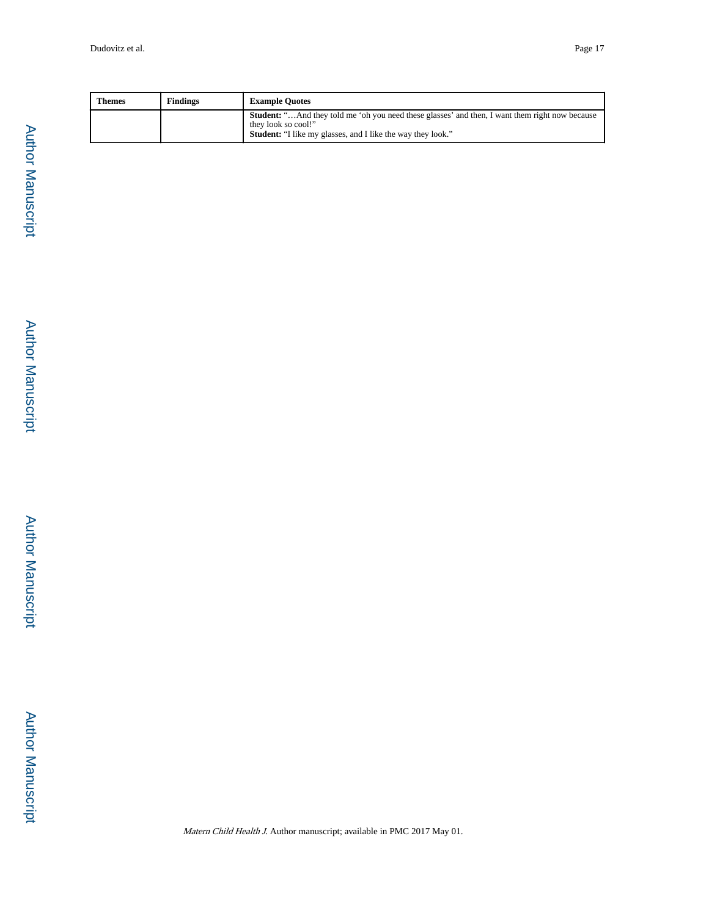| Themes | Findings | Example Quotes |
| --- | --- | --- |
| | | **Student:** "…And they told me 'oh you need these glasses' and then, I want them right now because they look so cool!"<br>**Student:** "I like my glasses, and I like the way they look." |